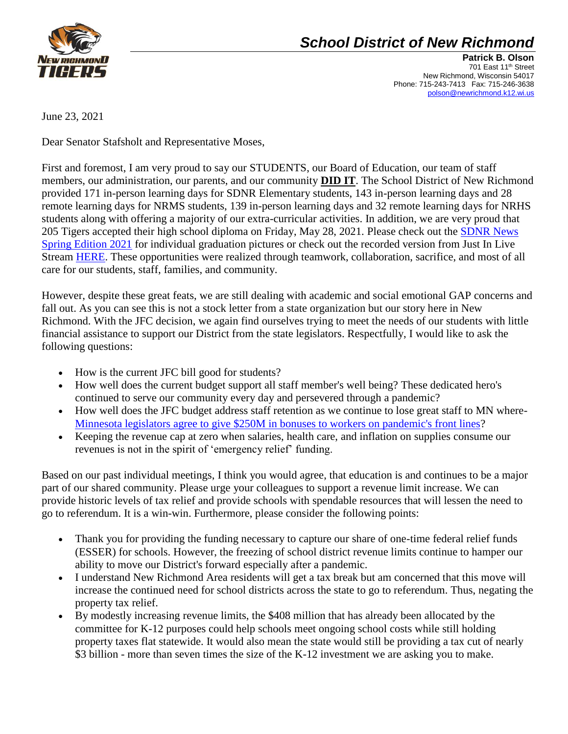# School District of New Richmond

**Patrick B. Olson**
701 East 11th Street
New Richmond, Wisconsin 54017
Phone: 715-243-7413 Fax: 715-246-3638
polson@newrichmond.k12.wi.us

June 23, 2021

Dear Senator Stafsholt and Representative Moses,

First and foremost, I am very proud to say our STUDENTS, our Board of Education, our team of staff members, our administration, our parents, and our community **DID IT**. The School District of New Richmond provided 171 in-person learning days for SDNR Elementary students, 143 in-person learning days and 28 remote learning days for NRMS students, 139 in-person learning days and 32 remote learning days for NRHS students along with offering a majority of our extra-curricular activities. In addition, we are very proud that 205 Tigers accepted their high school diploma on Friday, May 28, 2021. Please check out the SDNR News Spring Edition 2021 for individual graduation pictures or check out the recorded version from Just In Live Stream HERE. These opportunities were realized through teamwork, collaboration, sacrifice, and most of all care for our students, staff, families, and community.

However, despite these great feats, we are still dealing with academic and social emotional GAP concerns and fall out. As you can see this is not a stock letter from a state organization but our story here in New Richmond. With the JFC decision, we again find ourselves trying to meet the needs of our students with little financial assistance to support our District from the state legislators. Respectfully, I would like to ask the following questions:

- How is the current JFC bill good for students?
- How well does the current budget support all staff member's well being? These dedicated hero's continued to serve our community every day and persevered through a pandemic?
- How well does the JFC budget address staff retention as we continue to lose great staff to MN where- Minnesota legislators agree to give $250M in bonuses to workers on pandemic's front lines?
- Keeping the revenue cap at zero when salaries, health care, and inflation on supplies consume our revenues is not in the spirit of 'emergency relief' funding.

Based on our past individual meetings, I think you would agree, that education is and continues to be a major part of our shared community. Please urge your colleagues to support a revenue limit increase. We can provide historic levels of tax relief and provide schools with spendable resources that will lessen the need to go to referendum. It is a win-win. Furthermore, please consider the following points:

- Thank you for providing the funding necessary to capture our share of one-time federal relief funds (ESSER) for schools. However, the freezing of school district revenue limits continue to hamper our ability to move our District's forward especially after a pandemic.
- I understand New Richmond Area residents will get a tax break but am concerned that this move will increase the continued need for school districts across the state to go to referendum. Thus, negating the property tax relief.
- By modestly increasing revenue limits, the $408 million that has already been allocated by the committee for K-12 purposes could help schools meet ongoing school costs while still holding property taxes flat statewide. It would also mean the state would still be providing a tax cut of nearly $3 billion - more than seven times the size of the K-12 investment we are asking you to make.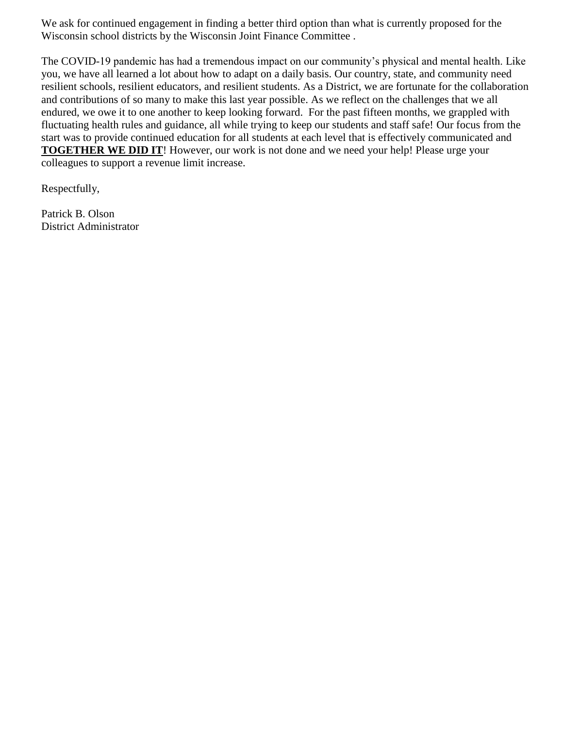We ask for continued engagement in finding a better third option than what is currently proposed for the Wisconsin school districts by the Wisconsin Joint Finance Committee .

The COVID-19 pandemic has had a tremendous impact on our community's physical and mental health. Like you, we have all learned a lot about how to adapt on a daily basis. Our country, state, and community need resilient schools, resilient educators, and resilient students. As a District, we are fortunate for the collaboration and contributions of so many to make this last year possible. As we reflect on the challenges that we all endured, we owe it to one another to keep looking forward. For the past fifteen months, we grappled with fluctuating health rules and guidance, all while trying to keep our students and staff safe! Our focus from the start was to provide continued education for all students at each level that is effectively communicated and **<u>TOGETHER WE DID IT</u>**! However, our work is not done and we need your help! Please urge your colleagues to support a revenue limit increase.

Respectfully,

Patrick B. Olson
District Administrator